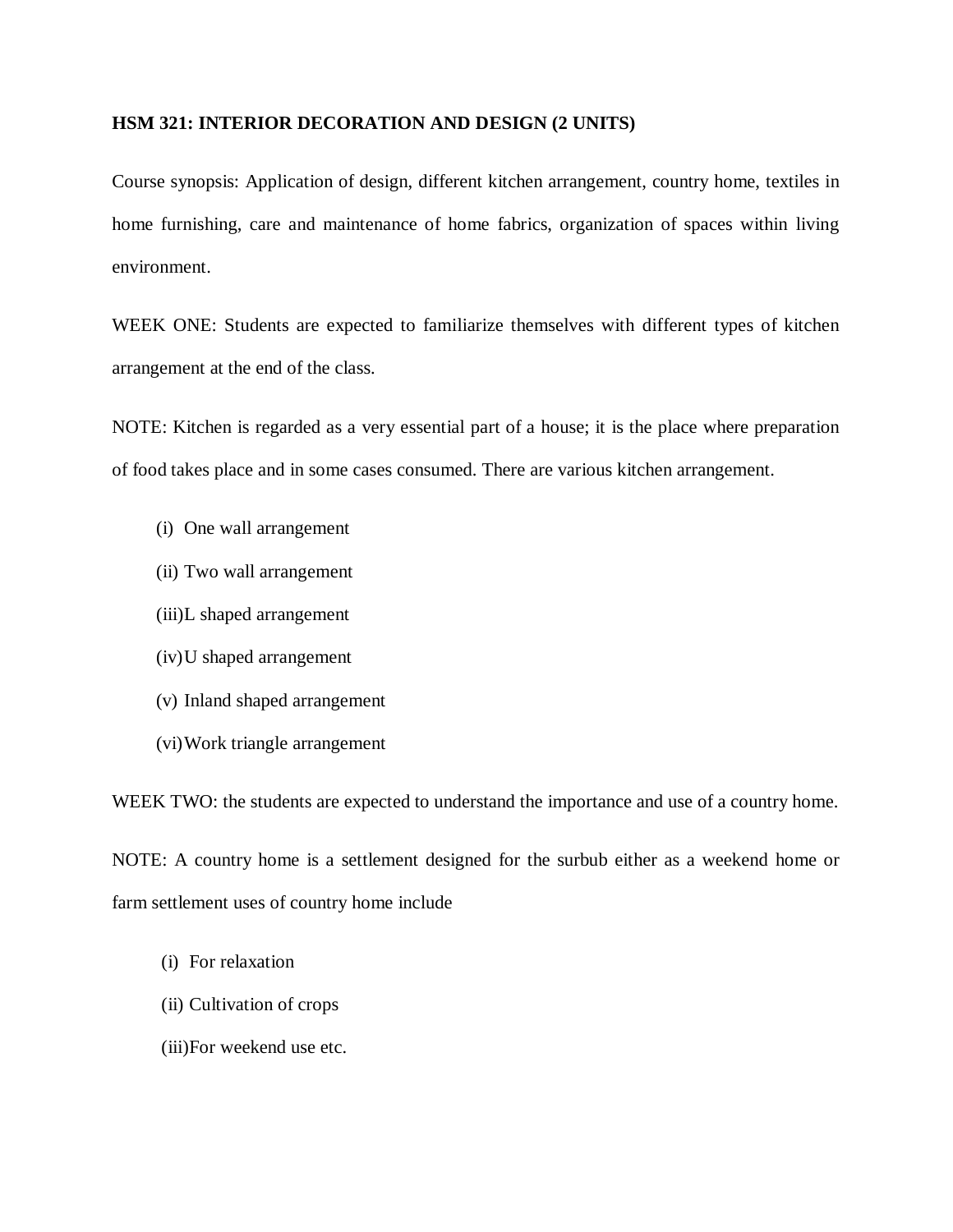**HSM 321: INTERIOR DECORATION AND DESIGN (2 UNITS)**

Course synopsis: Application of design, different kitchen arrangement, country home, textiles in home furnishing, care and maintenance of home fabrics, organization of spaces within living environment.

WEEK ONE: Students are expected to familiarize themselves with different types of kitchen arrangement at the end of the class.

NOTE: Kitchen is regarded as a very essential part of a house; it is the place where preparation of food takes place and in some cases consumed. There are various kitchen arrangement.

- (i) One wall arrangement
- (ii) Two wall arrangement
- (iii) L shaped arrangement
- (iv) U shaped arrangement
- (v) Inland shaped arrangement
- (vi) Work triangle arrangement

WEEK TWO: the students are expected to understand the importance and use of a country home.

NOTE: A country home is a settlement designed for the surbub either as a weekend home or farm settlement uses of country home include

- (i) For relaxation
- (ii) Cultivation of crops
- (iii) For weekend use etc.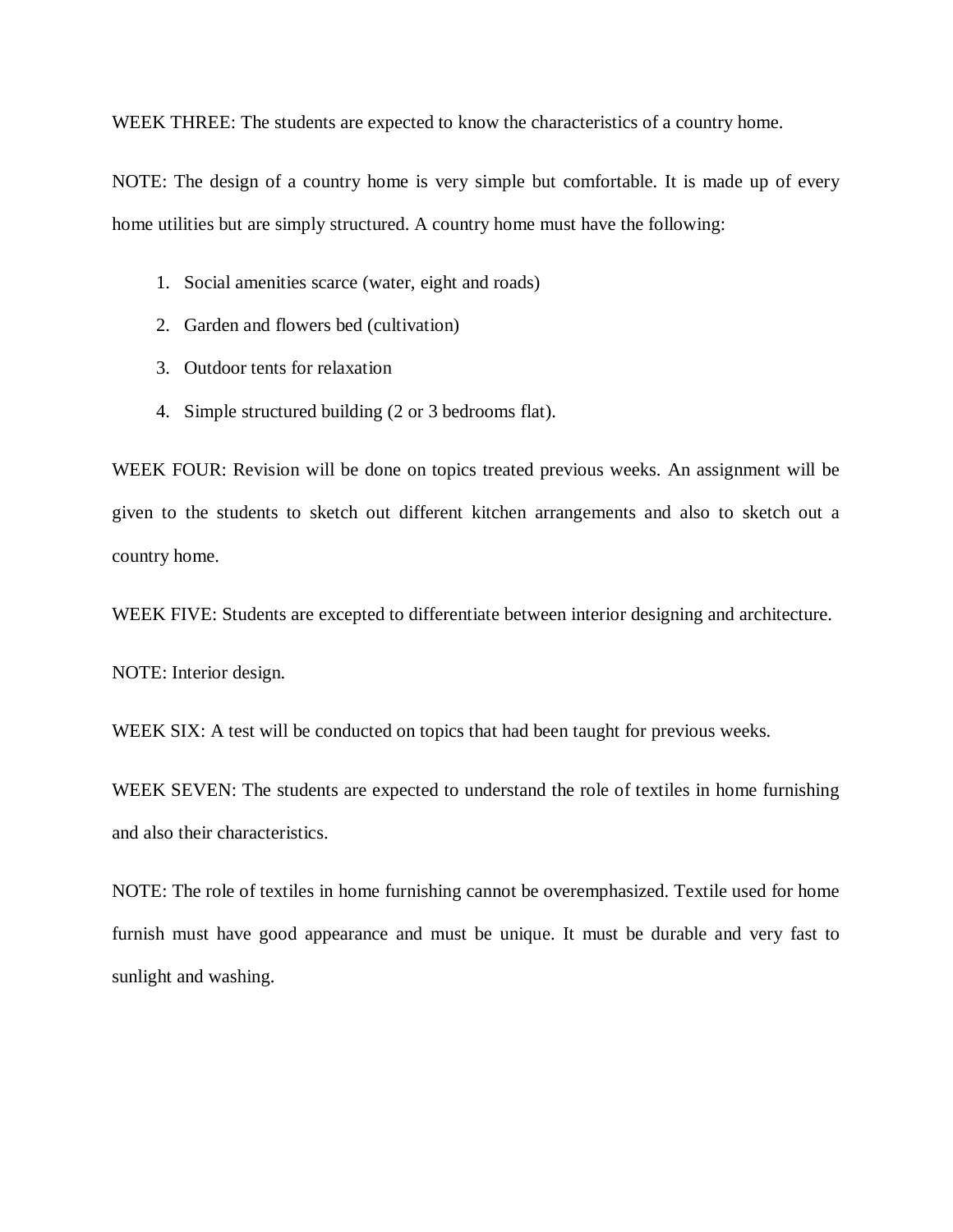WEEK THREE: The students are expected to know the characteristics of a country home.

NOTE: The design of a country home is very simple but comfortable. It is made up of every home utilities but are simply structured. A country home must have the following:

1. Social amenities scarce (water, eight and roads)
2. Garden and flowers bed (cultivation)
3. Outdoor tents for relaxation
4. Simple structured building (2 or 3 bedrooms flat).

WEEK FOUR: Revision will be done on topics treated previous weeks. An assignment will be given to the students to sketch out different kitchen arrangements and also to sketch out a country home.

WEEK FIVE: Students are excepted to differentiate between interior designing and architecture.

NOTE: Interior design.

WEEK SIX: A test will be conducted on topics that had been taught for previous weeks.

WEEK SEVEN: The students are expected to understand the role of textiles in home furnishing and also their characteristics.

NOTE: The role of textiles in home furnishing cannot be overemphasized. Textile used for home furnish must have good appearance and must be unique. It must be durable and very fast to sunlight and washing.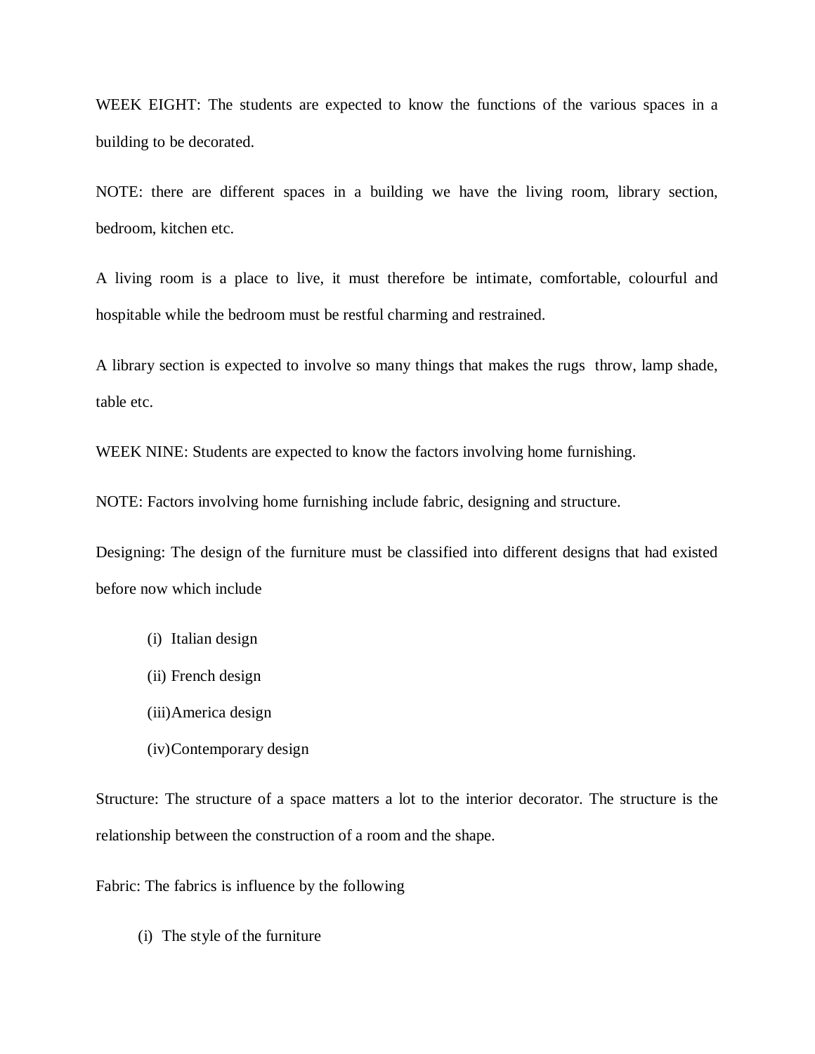WEEK EIGHT: The students are expected to know the functions of the various spaces in a building to be decorated.

NOTE: there are different spaces in a building we have the living room, library section, bedroom, kitchen etc.

A living room is a place to live, it must therefore be intimate, comfortable, colourful and hospitable while the bedroom must be restful charming and restrained.

A library section is expected to involve so many things that makes the rugs  throw, lamp shade, table etc.

WEEK NINE: Students are expected to know the factors involving home furnishing.

NOTE: Factors involving home furnishing include fabric, designing and structure.

Designing: The design of the furniture must be classified into different designs that had existed before now which include

(i) Italian design

(ii) French design

(iii) America design

(iv) Contemporary design

Structure: The structure of a space matters a lot to the interior decorator. The structure is the relationship between the construction of a room and the shape.

Fabric: The fabrics is influence by the following

(i) The style of the furniture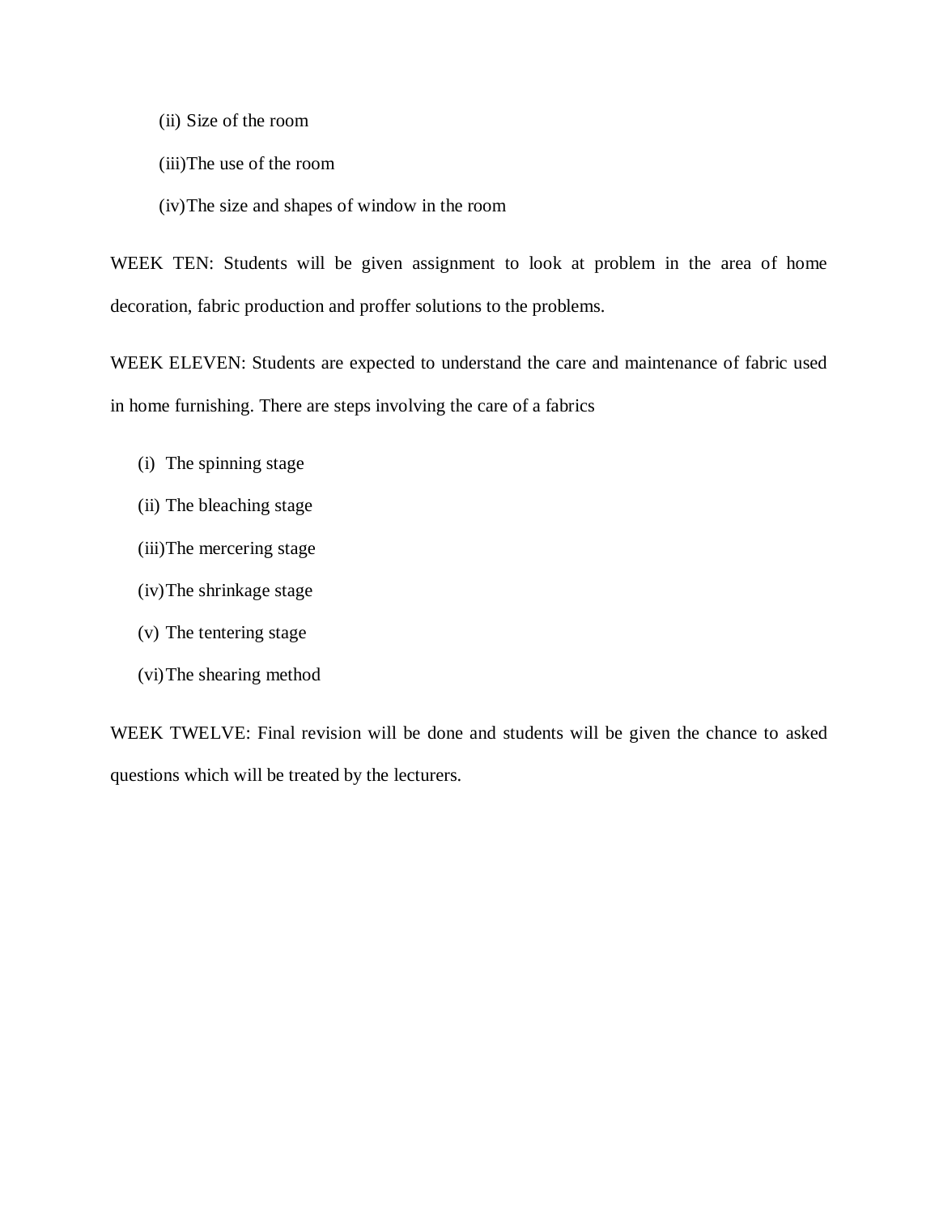(ii) Size of the room

(iii) The use of the room

(iv) The size and shapes of window in the room

WEEK TEN: Students will be given assignment to look at problem in the area of home decoration, fabric production and proffer solutions to the problems.

WEEK ELEVEN: Students are expected to understand the care and maintenance of fabric used in home furnishing. There are steps involving the care of a fabrics

(i) The spinning stage

(ii) The bleaching stage

(iii) The mercering stage

(iv) The shrinkage stage

(v) The tentering stage

(vi) The shearing method

WEEK TWELVE: Final revision will be done and students will be given the chance to asked questions which will be treated by the lecturers.